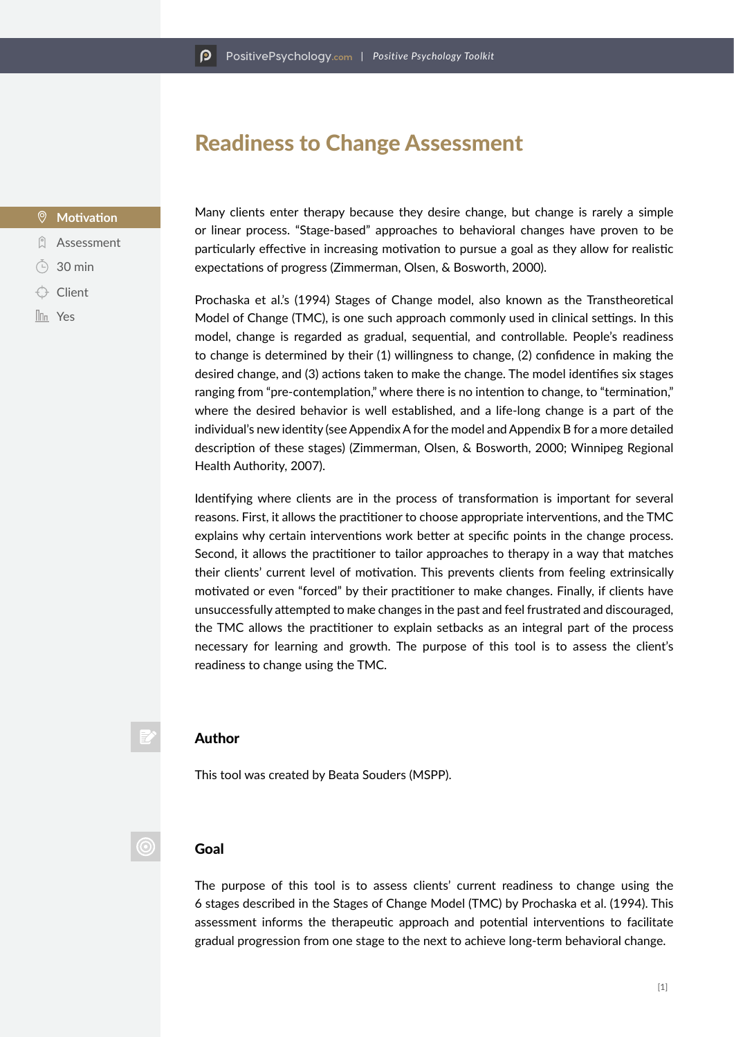# Readiness to Change Assessment

- Motivation
- Assessment
- 30 min
- Client
- Yes

Many clients enter therapy because they desire change, but change is rarely a simple or linear process. "Stage-based" approaches to behavioral changes have proven to be particularly effective in increasing motivation to pursue a goal as they allow for realistic expectations of progress (Zimmerman, Olsen, & Bosworth, 2000).

Prochaska et al.'s (1994) Stages of Change model, also known as the Transtheoretical Model of Change (TMC), is one such approach commonly used in clinical settings. In this model, change is regarded as gradual, sequential, and controllable. People's readiness to change is determined by their (1) willingness to change, (2) confidence in making the desired change, and (3) actions taken to make the change. The model identifies six stages ranging from "pre-contemplation," where there is no intention to change, to "termination," where the desired behavior is well established, and a life-long change is a part of the individual's new identity (see Appendix A for the model and Appendix B for a more detailed description of these stages) (Zimmerman, Olsen, & Bosworth, 2000; Winnipeg Regional Health Authority, 2007).

Identifying where clients are in the process of transformation is important for several reasons. First, it allows the practitioner to choose appropriate interventions, and the TMC explains why certain interventions work better at specific points in the change process. Second, it allows the practitioner to tailor approaches to therapy in a way that matches their clients' current level of motivation. This prevents clients from feeling extrinsically motivated or even "forced" by their practitioner to make changes. Finally, if clients have unsuccessfully attempted to make changes in the past and feel frustrated and discouraged, the TMC allows the practitioner to explain setbacks as an integral part of the process necessary for learning and growth. The purpose of this tool is to assess the client's readiness to change using the TMC.

## Author

This tool was created by Beata Souders (MSPP).

## Goal

The purpose of this tool is to assess clients' current readiness to change using the 6 stages described in the Stages of Change Model (TMC) by Prochaska et al. (1994). This assessment informs the therapeutic approach and potential interventions to facilitate gradual progression from one stage to the next to achieve long-term behavioral change.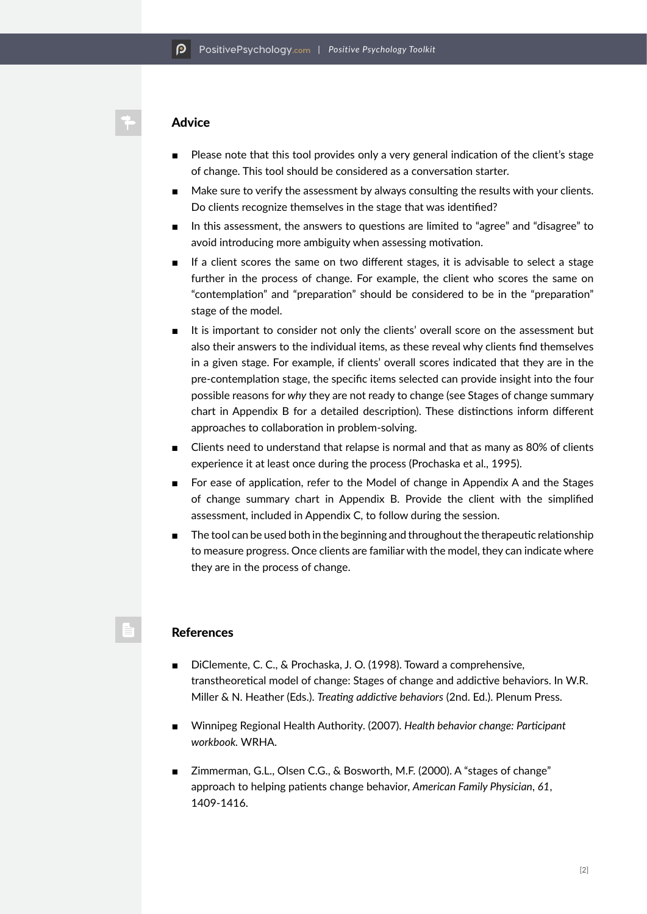## Advice

- Please note that this tool provides only a very general indication of the client's stage of change. This tool should be considered as a conversation starter.
- Make sure to verify the assessment by always consulting the results with your clients. Do clients recognize themselves in the stage that was identified?
- In this assessment, the answers to questions are limited to "agree" and "disagree" to avoid introducing more ambiguity when assessing motivation.
- If a client scores the same on two different stages, it is advisable to select a stage further in the process of change. For example, the client who scores the same on "contemplation" and "preparation" should be considered to be in the "preparation" stage of the model.
- It is important to consider not only the clients' overall score on the assessment but also their answers to the individual items, as these reveal why clients find themselves in a given stage. For example, if clients' overall scores indicated that they are in the pre-contemplation stage, the specific items selected can provide insight into the four possible reasons for *why* they are not ready to change (see Stages of change summary chart in Appendix B for a detailed description). These distinctions inform different approaches to collaboration in problem-solving.
- Clients need to understand that relapse is normal and that as many as 80% of clients experience it at least once during the process (Prochaska et al., 1995).
- For ease of application, refer to the Model of change in Appendix A and the Stages of change summary chart in Appendix B. Provide the client with the simplified assessment, included in Appendix C, to follow during the session.
- The tool can be used both in the beginning and throughout the therapeutic relationship to measure progress. Once clients are familiar with the model, they can indicate where they are in the process of change.

## References

- DiClemente, C. C., & Prochaska, J. O. (1998). Toward a comprehensive, transtheoretical model of change: Stages of change and addictive behaviors. In W.R. Miller & N. Heather (Eds.). *Treating addictive behaviors* (2nd. Ed.). Plenum Press.
- Winnipeg Regional Health Authority. (2007). *Health behavior change: Participant workbook.* WRHA.
- Zimmerman, G.L., Olsen C.G., & Bosworth, M.F. (2000). A "stages of change" approach to helping patients change behavior, *American Family Physician*, *61*, 1409-1416.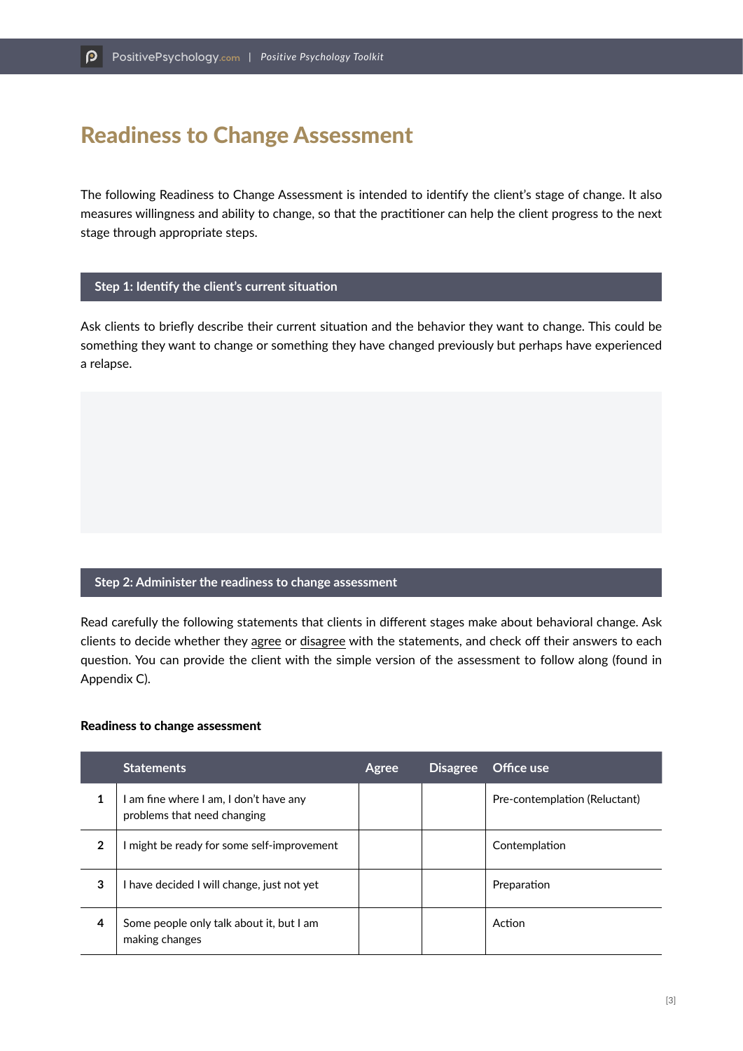# Readiness to Change Assessment

The following Readiness to Change Assessment is intended to identify the client's stage of change. It also measures willingness and ability to change, so that the practitioner can help the client progress to the next stage through appropriate steps.

## Step 1: Identify the client's current situation

Ask clients to briefly describe their current situation and the behavior they want to change. This could be something they want to change or something they have changed previously but perhaps have experienced a relapse.

## Step 2: Administer the readiness to change assessment

Read carefully the following statements that clients in different stages make about behavioral change. Ask clients to decide whether they agree or disagree with the statements, and check off their answers to each question. You can provide the client with the simple version of the assessment to follow along (found in Appendix C).

**Readiness to change assessment**

| | Statements | Agree | Disagree | Office use |
|---|---|---|---|---|
| 1 | I am fine where I am, I don't have any problems that need changing | | | Pre-contemplation (Reluctant) |
| 2 | I might be ready for some self-improvement | | | Contemplation |
| 3 | I have decided I will change, just not yet | | | Preparation |
| 4 | Some people only talk about it, but I am making changes | | | Action |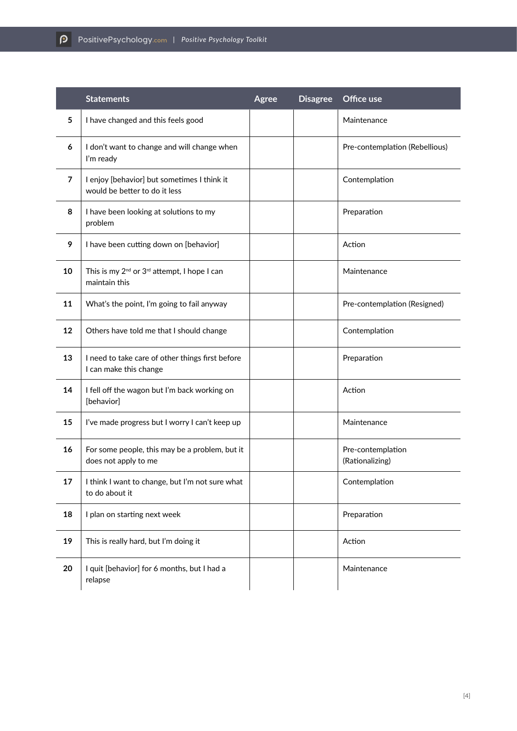| | Statements | Agree | Disagree | Office use |
|---|---|---|---|---|
| 5 | I have changed and this feels good | | | Maintenance |
| 6 | I don't want to change and will change when I'm ready | | | Pre-contemplation (Rebellious) |
| 7 | I enjoy [behavior] but sometimes I think it would be better to do it less | | | Contemplation |
| 8 | I have been looking at solutions to my problem | | | Preparation |
| 9 | I have been cutting down on [behavior] | | | Action |
| 10 | This is my 2nd or 3rd attempt, I hope I can maintain this | | | Maintenance |
| 11 | What's the point, I'm going to fail anyway | | | Pre-contemplation (Resigned) |
| 12 | Others have told me that I should change | | | Contemplation |
| 13 | I need to take care of other things first before I can make this change | | | Preparation |
| 14 | I fell off the wagon but I'm back working on [behavior] | | | Action |
| 15 | I've made progress but I worry I can't keep up | | | Maintenance |
| 16 | For some people, this may be a problem, but it does not apply to me | | | Pre-contemplation (Rationalizing) |
| 17 | I think I want to change, but I'm not sure what to do about it | | | Contemplation |
| 18 | I plan on starting next week | | | Preparation |
| 19 | This is really hard, but I'm doing it | | | Action |
| 20 | I quit [behavior] for 6 months, but I had a relapse | | | Maintenance |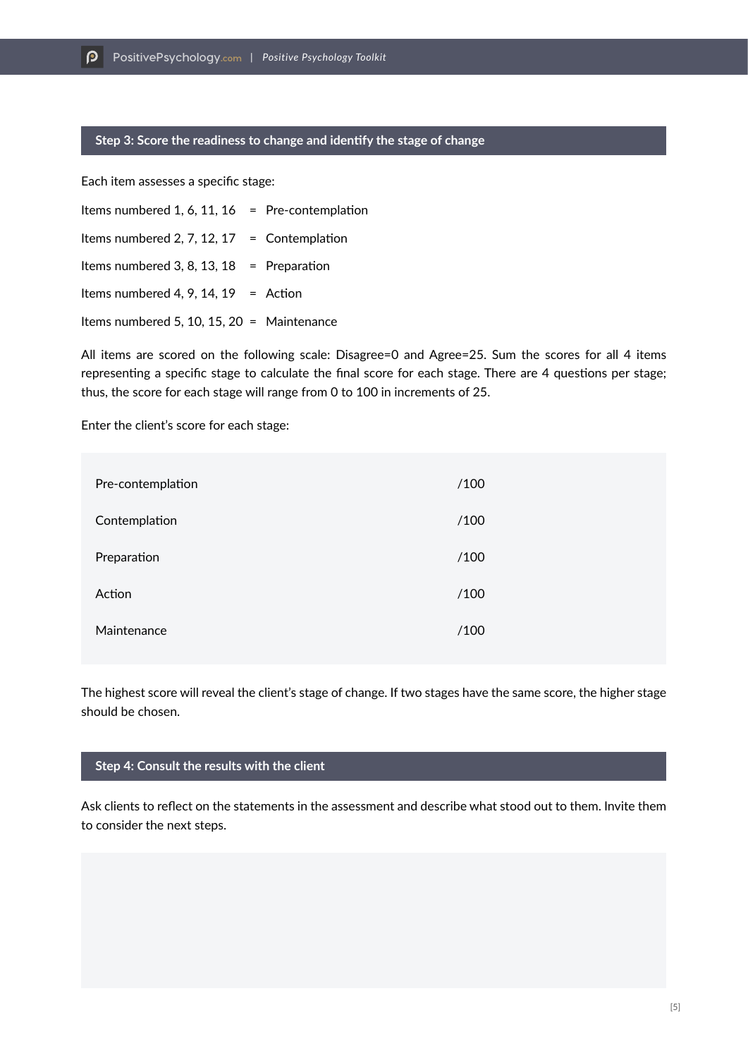## Step 3: Score the readiness to change and identify the stage of change

Each item assesses a specific stage:

Items numbered 1, 6, 11, 16 = Pre-contemplation

Items numbered 2, 7, 12, 17 = Contemplation

Items numbered 3, 8, 13, 18 = Preparation

Items numbered 4, 9, 14, 19 = Action

Items numbered 5, 10, 15, 20 = Maintenance

All items are scored on the following scale: Disagree=0 and Agree=25. Sum the scores for all 4 items representing a specific stage to calculate the final score for each stage. There are 4 questions per stage; thus, the score for each stage will range from 0 to 100 in increments of 25.

Enter the client's score for each stage:

| Stage | Score |
|---|---|
| Pre-contemplation | /100 |
| Contemplation | /100 |
| Preparation | /100 |
| Action | /100 |
| Maintenance | /100 |

The highest score will reveal the client's stage of change. If two stages have the same score, the higher stage should be chosen.

## Step 4: Consult the results with the client

Ask clients to reflect on the statements in the assessment and describe what stood out to them. Invite them to consider the next steps.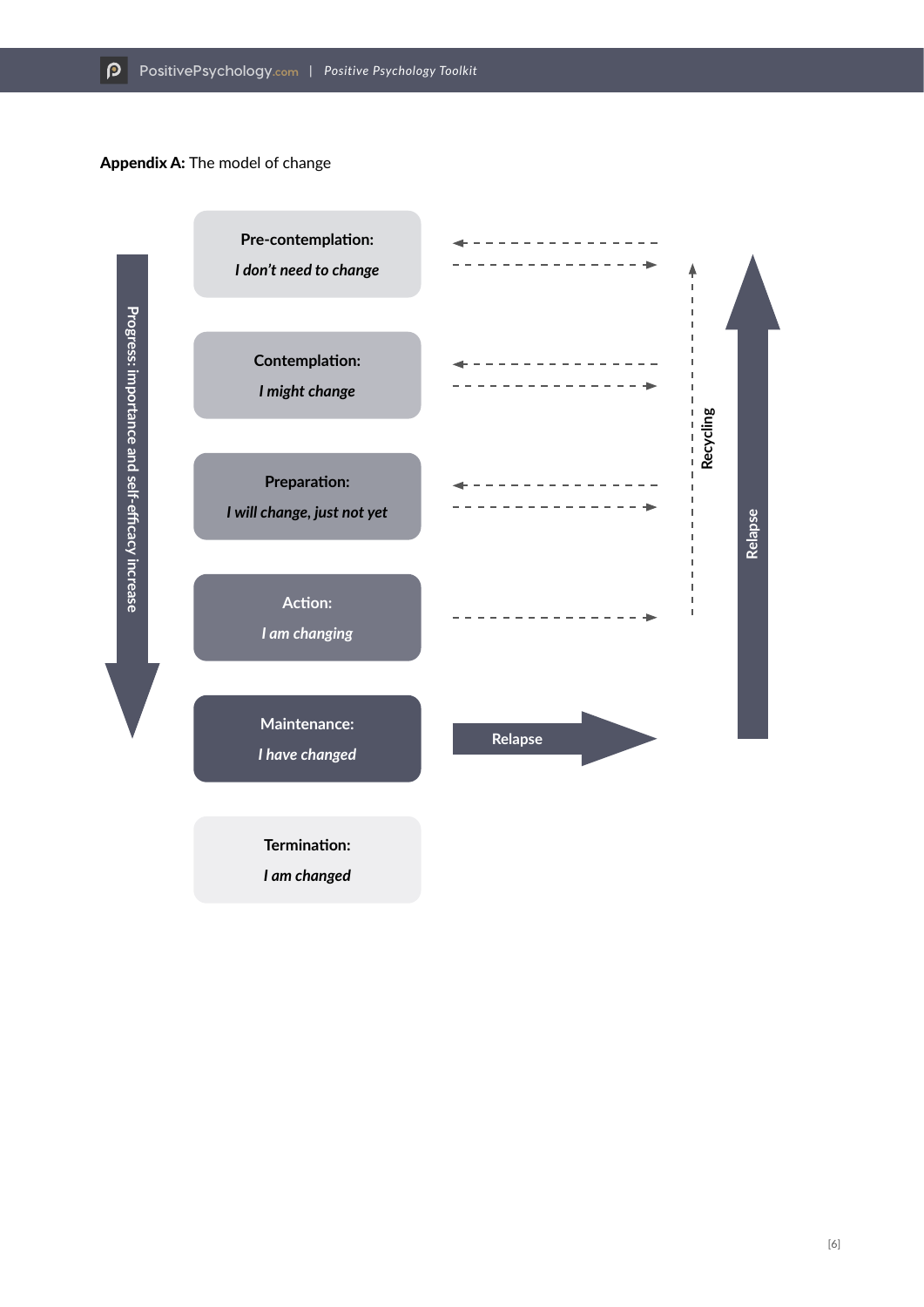**Appendix A:** The model of change

Progress: importance and self-efficacy increase

**Pre-contemplation:**
*I don't need to change*

**Contemplation:**
*I might change*

**Preparation:**
*I will change, just not yet*

**Action:**
*I am changing*

**Maintenance:**
*I have changed*

**Termination:**
*I am changed*

Recycling

Relapse

Relapse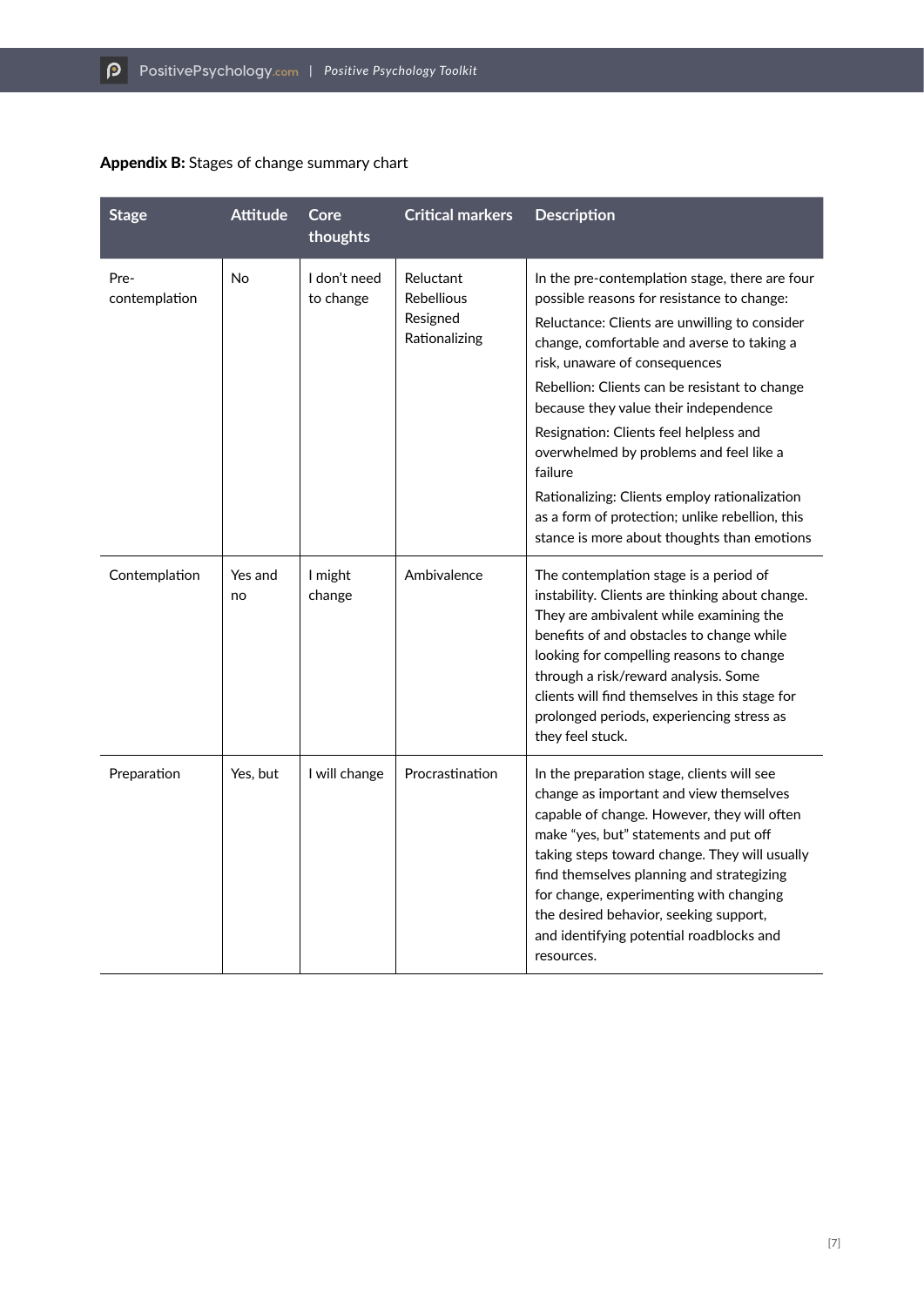**Appendix B:** Stages of change summary chart

| Stage | Attitude | Core thoughts | Critical markers | Description |
|---|---|---|---|---|
| Pre-contemplation | No | I don't need to change | Reluctant<br>Rebellious<br>Resigned<br>Rationalizing | In the pre-contemplation stage, there are four possible reasons for resistance to change:<br>Reluctance: Clients are unwilling to consider change, comfortable and averse to taking a risk, unaware of consequences<br>Rebellion: Clients can be resistant to change because they value their independence<br>Resignation: Clients feel helpless and overwhelmed by problems and feel like a failure<br>Rationalizing: Clients employ rationalization as a form of protection; unlike rebellion, this stance is more about thoughts than emotions |
| Contemplation | Yes and no | I might change | Ambivalence | The contemplation stage is a period of instability. Clients are thinking about change. They are ambivalent while examining the benefits of and obstacles to change while looking for compelling reasons to change through a risk/reward analysis. Some clients will find themselves in this stage for prolonged periods, experiencing stress as they feel stuck. |
| Preparation | Yes, but | I will change | Procrastination | In the preparation stage, clients will see change as important and view themselves capable of change. However, they will often make "yes, but" statements and put off taking steps toward change. They will usually find themselves planning and strategizing for change, experimenting with changing the desired behavior, seeking support, and identifying potential roadblocks and resources. |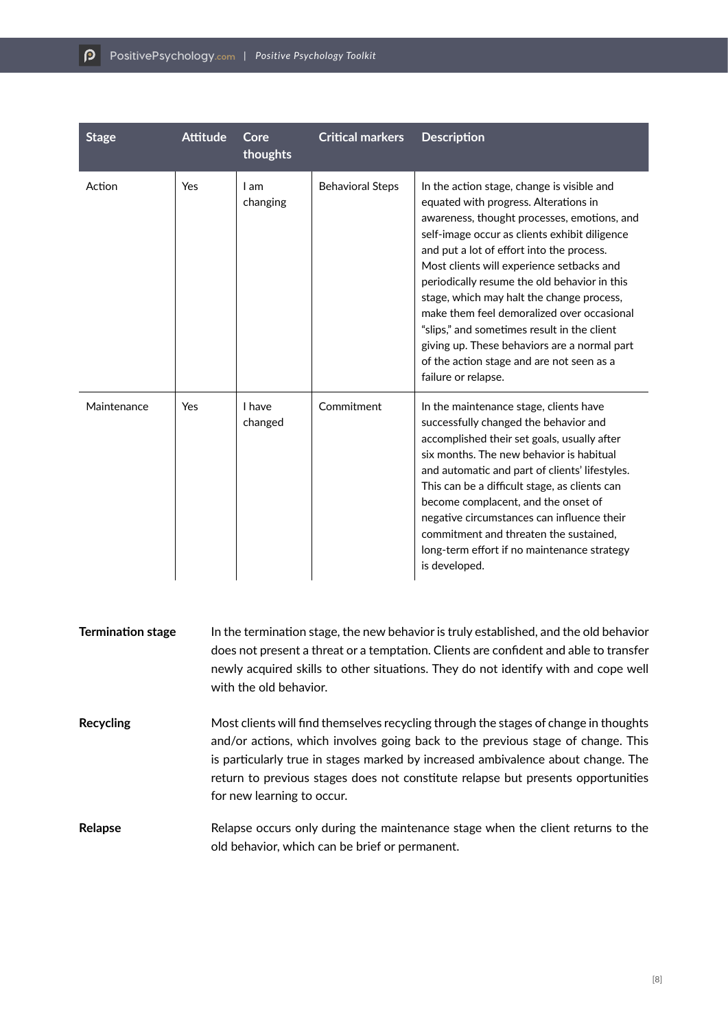| Stage | Attitude | Core thoughts | Critical markers | Description |
|---|---|---|---|---|
| Action | Yes | I am changing | Behavioral Steps | In the action stage, change is visible and equated with progress. Alterations in awareness, thought processes, emotions, and self-image occur as clients exhibit diligence and put a lot of effort into the process. Most clients will experience setbacks and periodically resume the old behavior in this stage, which may halt the change process, make them feel demoralized over occasional "slips," and sometimes result in the client giving up. These behaviors are a normal part of the action stage and are not seen as a failure or relapse. |
| Maintenance | Yes | I have changed | Commitment | In the maintenance stage, clients have successfully changed the behavior and accomplished their set goals, usually after six months. The new behavior is habitual and automatic and part of clients' lifestyles. This can be a difficult stage, as clients can become complacent, and the onset of negative circumstances can influence their commitment and threaten the sustained, long-term effort if no maintenance strategy is developed. |

**Termination stage**

In the termination stage, the new behavior is truly established, and the old behavior does not present a threat or a temptation. Clients are confident and able to transfer newly acquired skills to other situations. They do not identify with and cope well with the old behavior.

**Recycling**

Most clients will find themselves recycling through the stages of change in thoughts and/or actions, which involves going back to the previous stage of change. This is particularly true in stages marked by increased ambivalence about change. The return to previous stages does not constitute relapse but presents opportunities for new learning to occur.

**Relapse**

Relapse occurs only during the maintenance stage when the client returns to the old behavior, which can be brief or permanent.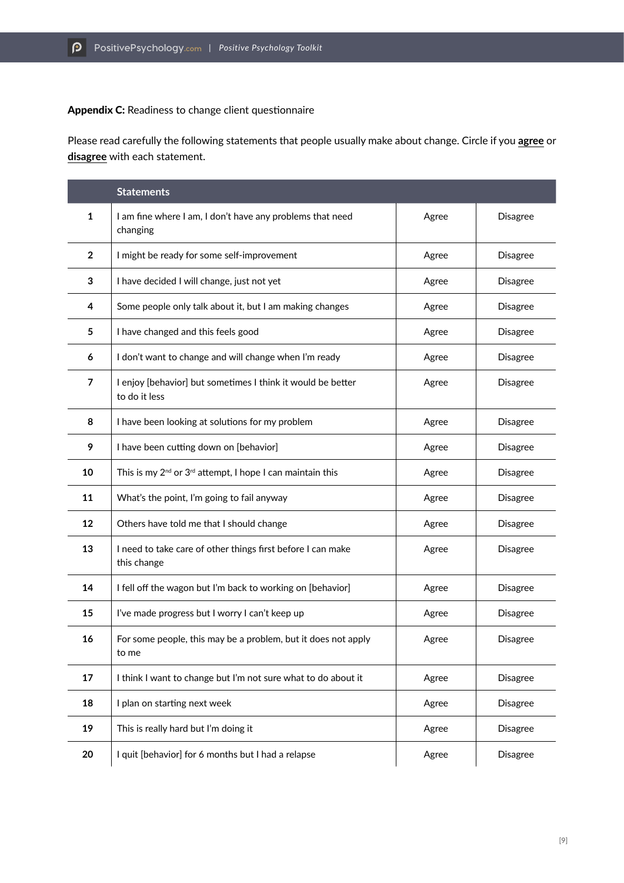**Appendix C:** Readiness to change client questionnaire

Please read carefully the following statements that people usually make about change. Circle if you **agree** or **disagree** with each statement.

| | Statements | | |
|---|---|---|---|
| **1** | I am fine where I am, I don't have any problems that need changing | Agree | Disagree |
| **2** | I might be ready for some self-improvement | Agree | Disagree |
| **3** | I have decided I will change, just not yet | Agree | Disagree |
| **4** | Some people only talk about it, but I am making changes | Agree | Disagree |
| **5** | I have changed and this feels good | Agree | Disagree |
| **6** | I don't want to change and will change when I'm ready | Agree | Disagree |
| **7** | I enjoy [behavior] but sometimes I think it would be better to do it less | Agree | Disagree |
| **8** | I have been looking at solutions for my problem | Agree | Disagree |
| **9** | I have been cutting down on [behavior] | Agree | Disagree |
| **10** | This is my 2nd or 3rd attempt, I hope I can maintain this | Agree | Disagree |
| **11** | What's the point, I'm going to fail anyway | Agree | Disagree |
| **12** | Others have told me that I should change | Agree | Disagree |
| **13** | I need to take care of other things first before I can make this change | Agree | Disagree |
| **14** | I fell off the wagon but I'm back to working on [behavior] | Agree | Disagree |
| **15** | I've made progress but I worry I can't keep up | Agree | Disagree |
| **16** | For some people, this may be a problem, but it does not apply to me | Agree | Disagree |
| **17** | I think I want to change but I'm not sure what to do about it | Agree | Disagree |
| **18** | I plan on starting next week | Agree | Disagree |
| **19** | This is really hard but I'm doing it | Agree | Disagree |
| **20** | I quit [behavior] for 6 months but I had a relapse | Agree | Disagree |